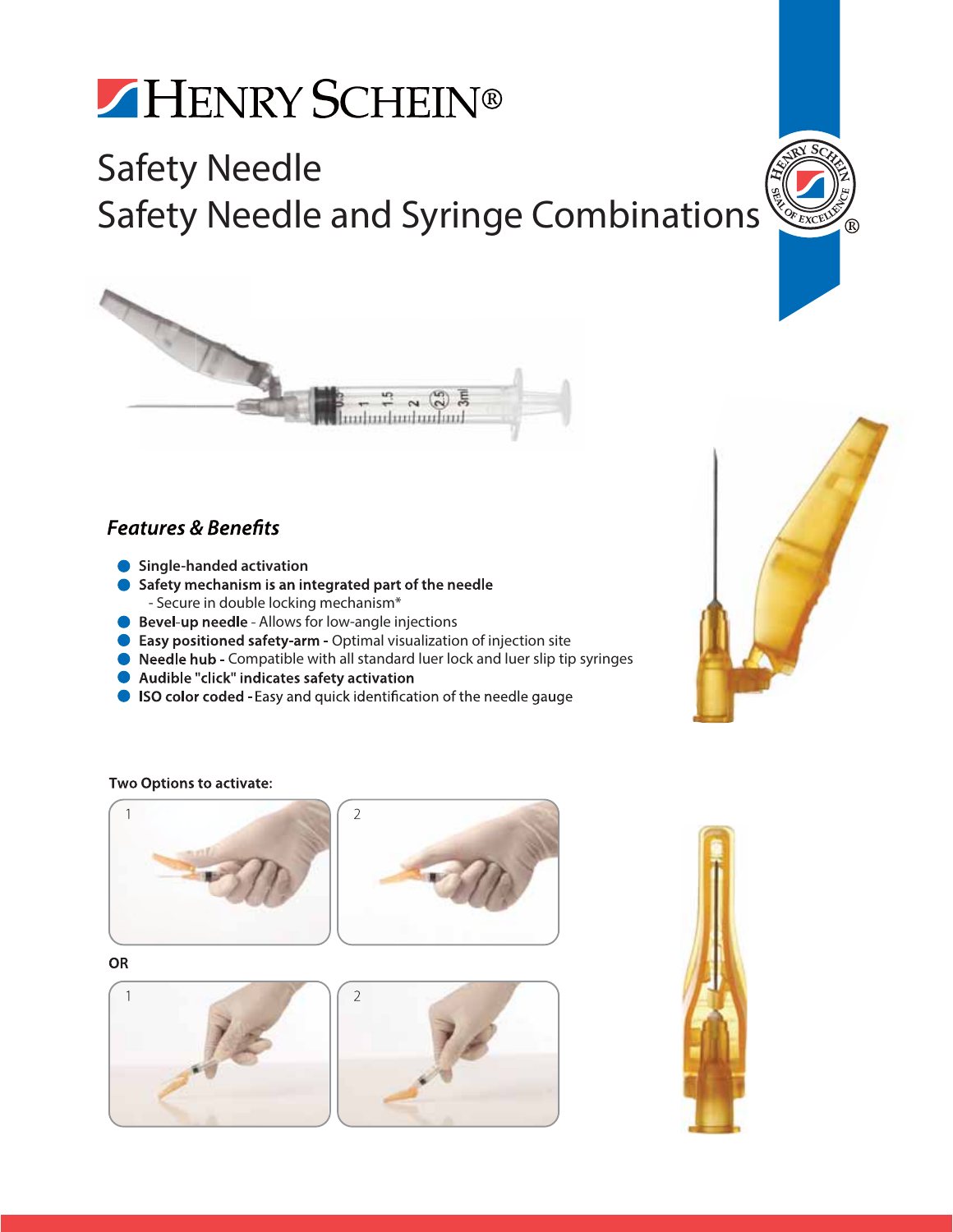# HENRY SCHEIN®

## Safety Needle
## Safety Needle and Syringe Combinations

### *Features & Benefits*

- **Single-handed activation**
- **Safety mechanism is an integrated part of the needle**
  - Secure in double locking mechanism*
- **Bevel-up needle** - Allows for low-angle injections
- **Easy positioned safety-arm -** Optimal visualization of injection site
- **Needle hub -** Compatible with all standard luer lock and luer slip tip syringes
- **Audible "click" indicates safety activation**
- **ISO color coded -** Easy and quick identification of the needle gauge

**Two Options to activate:**

1

2

**OR**

1

2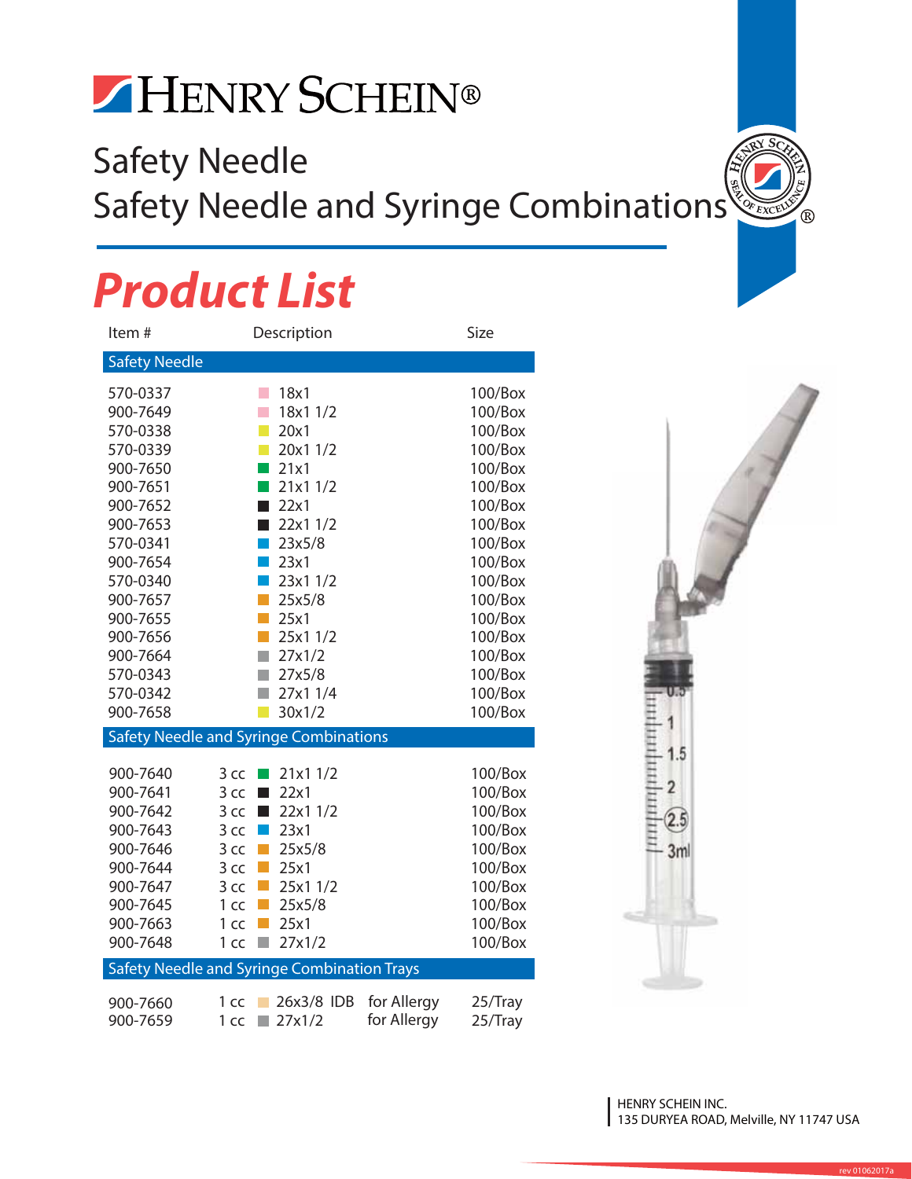# HENRY SCHEIN®

## Safety Needle
## Safety Needle and Syringe Combinations

# *Product List*

| Item # | | Description | | Size |
|---|---|---|---|---|
| **Safety Needle** | | | | |
| 570-0337 | | 18x1 | | 100/Box |
| 900-7649 | | 18x1 1/2 | | 100/Box |
| 570-0338 | | 20x1 | | 100/Box |
| 570-0339 | | 20x1 1/2 | | 100/Box |
| 900-7650 | | 21x1 | | 100/Box |
| 900-7651 | | 21x1 1/2 | | 100/Box |
| 900-7652 | | 22x1 | | 100/Box |
| 900-7653 | | 22x1 1/2 | | 100/Box |
| 570-0341 | | 23x5/8 | | 100/Box |
| 900-7654 | | 23x1 | | 100/Box |
| 570-0340 | | 23x1 1/2 | | 100/Box |
| 900-7657 | | 25x5/8 | | 100/Box |
| 900-7655 | | 25x1 | | 100/Box |
| 900-7656 | | 25x1 1/2 | | 100/Box |
| 900-7664 | | 27x1/2 | | 100/Box |
| 570-0343 | | 27x5/8 | | 100/Box |
| 570-0342 | | 27x1 1/4 | | 100/Box |
| 900-7658 | | 30x1/2 | | 100/Box |
| **Safety Needle and Syringe Combinations** | | | | |
| 900-7640 | 3 cc | 21x1 1/2 | | 100/Box |
| 900-7641 | 3 cc | 22x1 | | 100/Box |
| 900-7642 | 3 cc | 22x1 1/2 | | 100/Box |
| 900-7643 | 3 cc | 23x1 | | 100/Box |
| 900-7646 | 3 cc | 25x5/8 | | 100/Box |
| 900-7644 | 3 cc | 25x1 | | 100/Box |
| 900-7647 | 3 cc | 25x1 1/2 | | 100/Box |
| 900-7645 | 1 cc | 25x5/8 | | 100/Box |
| 900-7663 | 1 cc | 25x1 | | 100/Box |
| 900-7648 | 1 cc | 27x1/2 | | 100/Box |
| **Safety Needle and Syringe Combination Trays** | | | | |
| 900-7660 | 1 cc | 26x3/8 IDB | for Allergy | 25/Tray |
| 900-7659 | 1 cc | 27x1/2 | for Allergy | 25/Tray |

HENRY SCHEIN INC.
135 DURYEA ROAD, Melville, NY 11747 USA

rev 01062017a